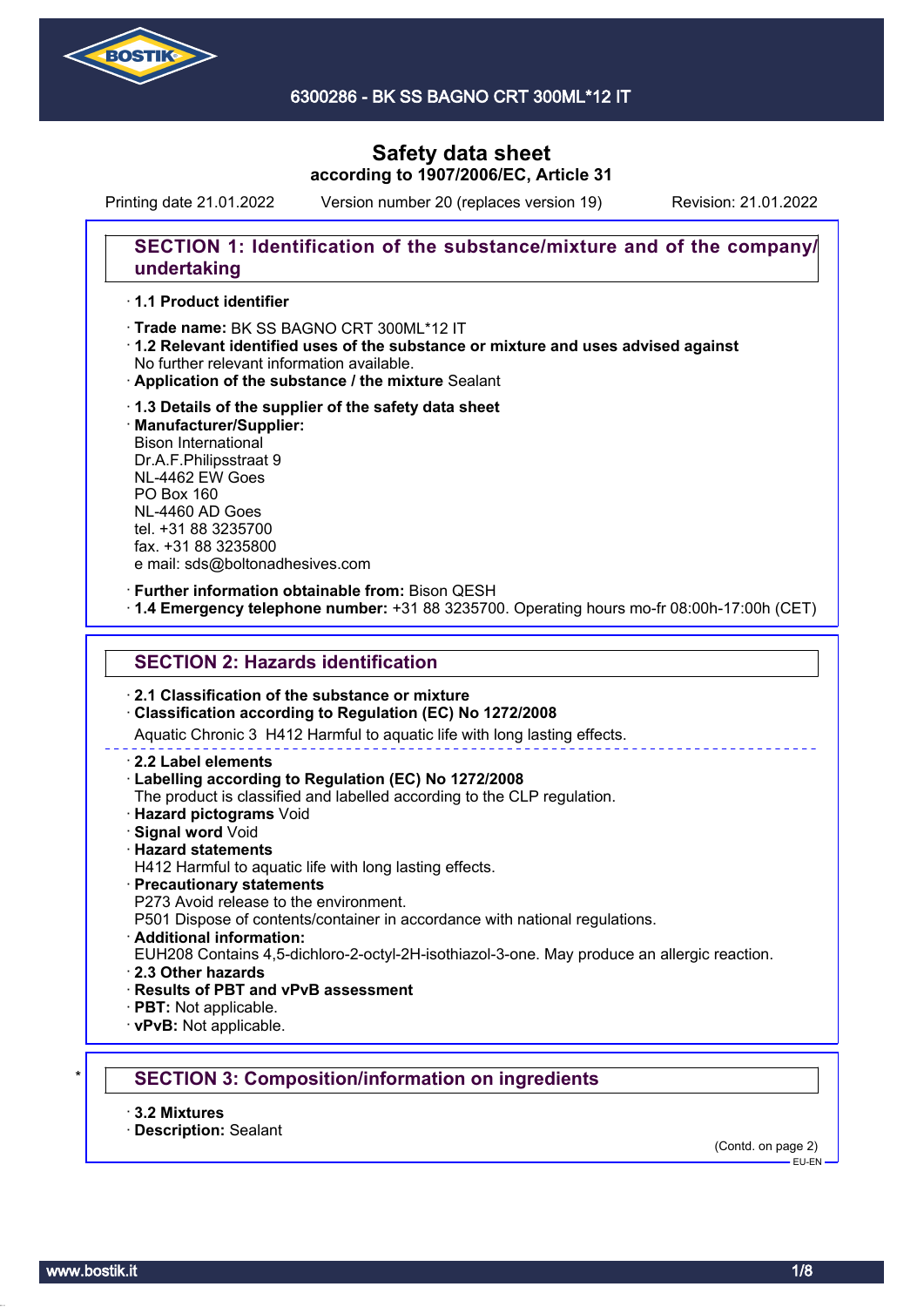# Safety data sheet

**according to 1907/2006/EC, Article 31**

Printing date 21.01.2022 Version number 20 (replaces version 19) Revision: 21.01.2022

## SECTION 1: Identification of the substance/mixture and of the company/undertaking

- **1.1 Product identifier**
- **Trade name:** BK SS BAGNO CRT 300ML*12 IT
- **1.2 Relevant identified uses of the substance or mixture and uses advised against**
  No further relevant information available.
- **Application of the substance / the mixture** Sealant
- **1.3 Details of the supplier of the safety data sheet**
- **Manufacturer/Supplier:**
  Bison International
  Dr.A.F.Philipsstraat 9
  NL-4462 EW Goes
  PO Box 160
  NL-4460 AD Goes
  tel. +31 88 3235700
  fax. +31 88 3235800
  e mail: sds@boltonadhesives.com
- **Further information obtainable from:** Bison QESH
- **1.4 Emergency telephone number:** +31 88 3235700. Operating hours mo-fr 08:00h-17:00h (CET)

## SECTION 2: Hazards identification

- **2.1 Classification of the substance or mixture**
- **Classification according to Regulation (EC) No 1272/2008**
  Aquatic Chronic 3 H412 Harmful to aquatic life with long lasting effects.

---

- **2.2 Label elements**
- **Labelling according to Regulation (EC) No 1272/2008**
  The product is classified and labelled according to the CLP regulation.
- **Hazard pictograms** Void
- **Signal word** Void
- **Hazard statements**
  H412 Harmful to aquatic life with long lasting effects.
- **Precautionary statements**
  P273 Avoid release to the environment.
  P501 Dispose of contents/container in accordance with national regulations.
- **Additional information:**
  EUH208 Contains 4,5-dichloro-2-octyl-2H-isothiazol-3-one. May produce an allergic reaction.
- **2.3 Other hazards**
- **Results of PBT and vPvB assessment**
- **PBT:** Not applicable.
- **vPvB:** Not applicable.

## SECTION 3: Composition/information on ingredients

- **3.2 Mixtures**
- **Description:** Sealant

(Contd. on page 2)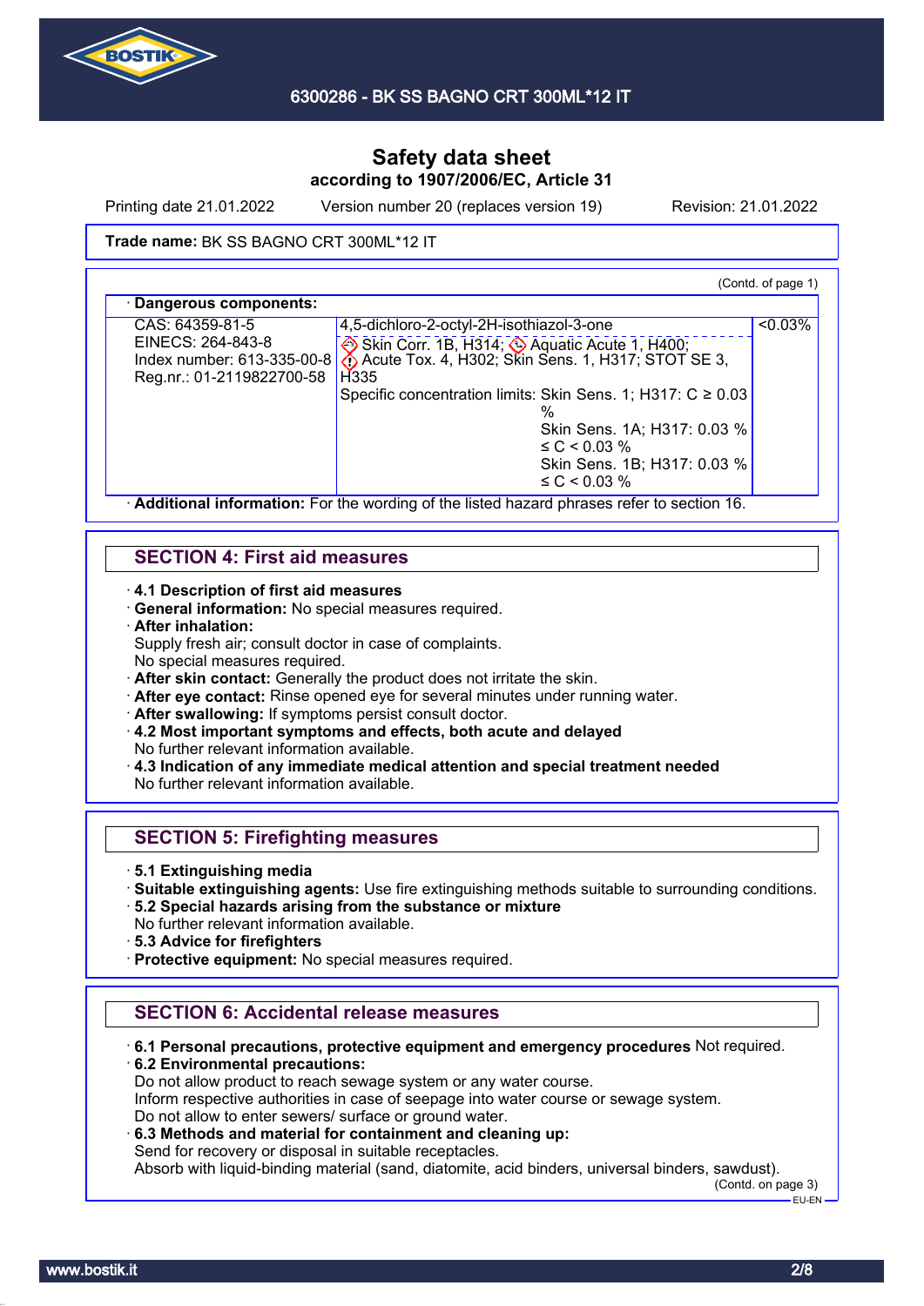# Safety data sheet

**according to 1907/2006/EC, Article 31**

Printing date 21.01.2022 Version number 20 (replaces version 19) Revision: 21.01.2022

**Trade name:** BK SS BAGNO CRT 300ML*12 IT

(Contd. of page 1)

· **Dangerous components:**

| | | |
|---|---|---|
| CAS: 64359-81-5<br>EINECS: 264-843-8<br>Index number: 613-335-00-8<br>Reg.nr.: 01-2119822700-58 | 4,5-dichloro-2-octyl-2H-isothiazol-3-one<br>Skin Corr. 1B, H314; Aquatic Acute 1, H400; Acute Tox. 4, H302; Skin Sens. 1, H317; STOT SE 3, H335<br>Specific concentration limits: Skin Sens. 1; H317: C ≥ 0.03 %<br>Skin Sens. 1A; H317: 0.03 % ≤ C < 0.03 %<br>Skin Sens. 1B; H317: 0.03 % ≤ C < 0.03 % | <0.03% |

· **Additional information:** For the wording of the listed hazard phrases refer to section 16.

## SECTION 4: First aid measures

· **4.1 Description of first aid measures**
· **General information:** No special measures required.
· **After inhalation:**
Supply fresh air; consult doctor in case of complaints.
No special measures required.
· **After skin contact:** Generally the product does not irritate the skin.
· **After eye contact:** Rinse opened eye for several minutes under running water.
· **After swallowing:** If symptoms persist consult doctor.
· **4.2 Most important symptoms and effects, both acute and delayed**
No further relevant information available.
· **4.3 Indication of any immediate medical attention and special treatment needed**
No further relevant information available.

## SECTION 5: Firefighting measures

· **5.1 Extinguishing media**
· **Suitable extinguishing agents:** Use fire extinguishing methods suitable to surrounding conditions.
· **5.2 Special hazards arising from the substance or mixture**
No further relevant information available.
· **5.3 Advice for firefighters**
· **Protective equipment:** No special measures required.

## SECTION 6: Accidental release measures

· **6.1 Personal precautions, protective equipment and emergency procedures** Not required.
· **6.2 Environmental precautions:**
Do not allow product to reach sewage system or any water course.
Inform respective authorities in case of seepage into water course or sewage system.
Do not allow to enter sewers/ surface or ground water.
· **6.3 Methods and material for containment and cleaning up:**
Send for recovery or disposal in suitable receptacles.
Absorb with liquid-binding material (sand, diatomite, acid binders, universal binders, sawdust).

(Contd. on page 3)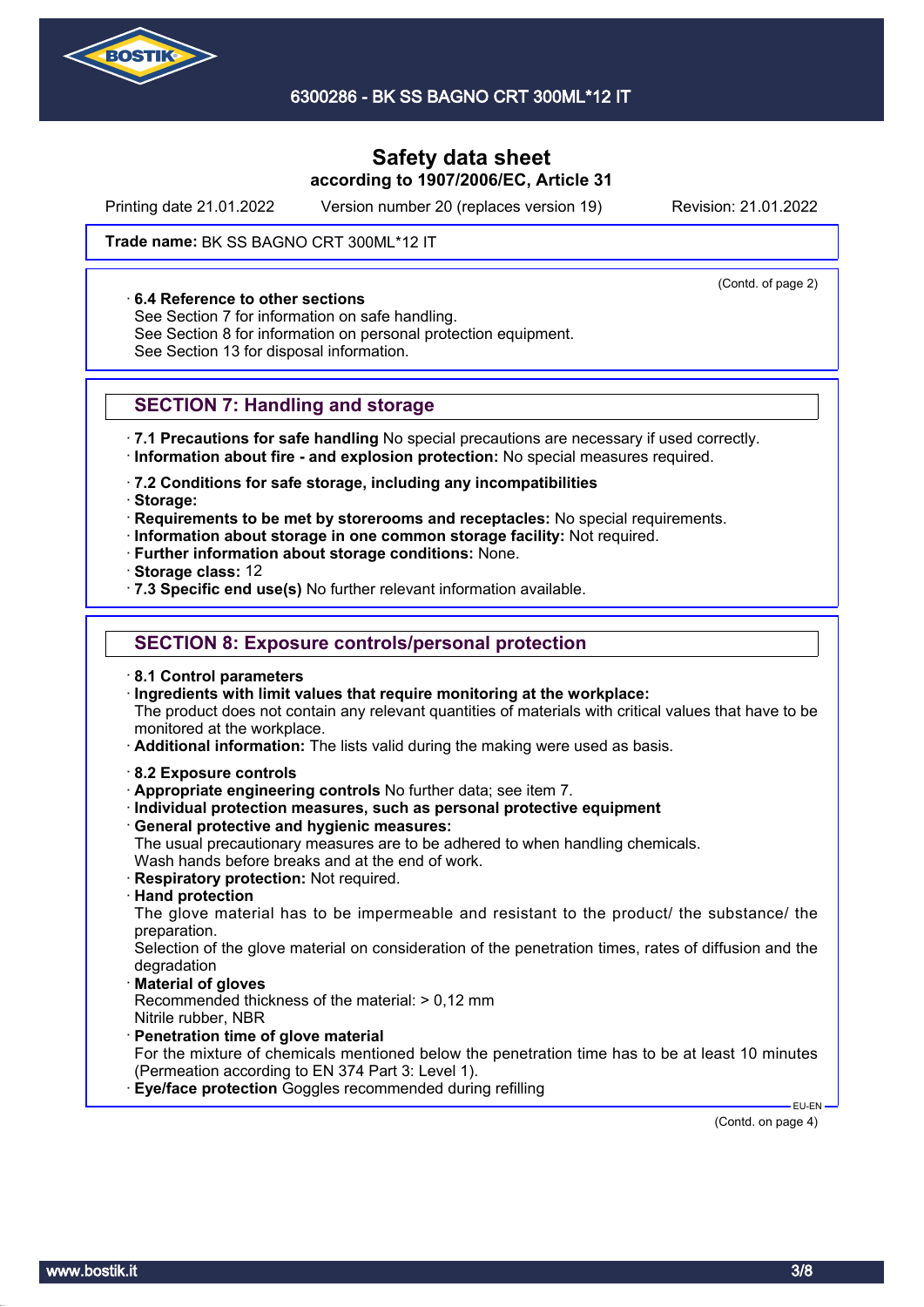6300286 - BK SS BAGNO CRT 300ML*12 IT

# Safety data sheet

**according to 1907/2006/EC, Article 31**

Printing date 21.01.2022 Version number 20 (replaces version 19) Revision: 21.01.2022

**Trade name:** BK SS BAGNO CRT 300ML*12 IT

(Contd. of page 2)

· **6.4 Reference to other sections**
See Section 7 for information on safe handling.
See Section 8 for information on personal protection equipment.
See Section 13 for disposal information.

## SECTION 7: Handling and storage

· **7.1 Precautions for safe handling** No special precautions are necessary if used correctly.
· **Information about fire - and explosion protection:** No special measures required.

· **7.2 Conditions for safe storage, including any incompatibilities**
· **Storage:**
· **Requirements to be met by storerooms and receptacles:** No special requirements.
· **Information about storage in one common storage facility:** Not required.
· **Further information about storage conditions:** None.
· **Storage class:** 12
· **7.3 Specific end use(s)** No further relevant information available.

## SECTION 8: Exposure controls/personal protection

· **8.1 Control parameters**
· **Ingredients with limit values that require monitoring at the workplace:**
The product does not contain any relevant quantities of materials with critical values that have to be monitored at the workplace.
· **Additional information:** The lists valid during the making were used as basis.

· **8.2 Exposure controls**
· **Appropriate engineering controls** No further data; see item 7.
· **Individual protection measures, such as personal protective equipment**
· **General protective and hygienic measures:**
The usual precautionary measures are to be adhered to when handling chemicals.
Wash hands before breaks and at the end of work.
· **Respiratory protection:** Not required.
· **Hand protection**
The glove material has to be impermeable and resistant to the product/ the substance/ the preparation.
Selection of the glove material on consideration of the penetration times, rates of diffusion and the degradation
· **Material of gloves**
Recommended thickness of the material: > 0,12 mm
Nitrile rubber, NBR
· **Penetration time of glove material**
For the mixture of chemicals mentioned below the penetration time has to be at least 10 minutes (Permeation according to EN 374 Part 3: Level 1).
· **Eye/face protection** Goggles recommended during refilling

EU-EN

(Contd. on page 4)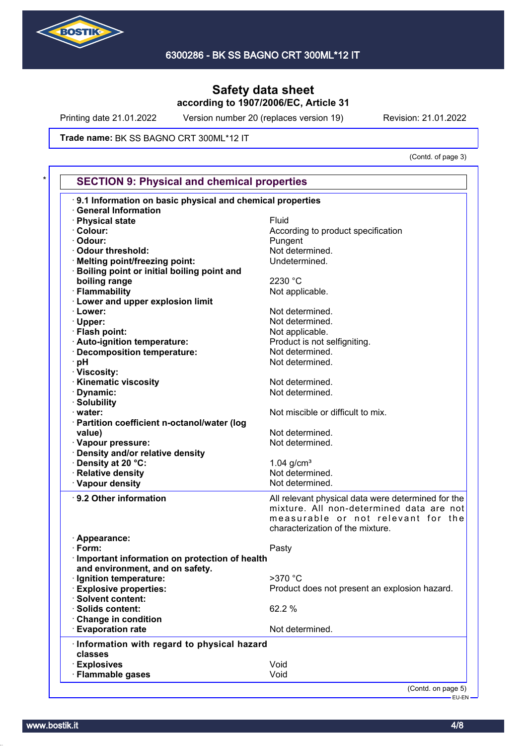# Safety data sheet
## according to 1907/2006/EC, Article 31

Printing date 21.01.2022 Version number 20 (replaces version 19) Revision: 21.01.2022

**Trade name:** BK SS BAGNO CRT 300ML*12 IT

(Contd. of page 3)

## SECTION 9: Physical and chemical properties

| | |
|---|---|
| · **9.1 Information on basic physical and chemical properties** | |
| · **General Information** | |
| · **Physical state** | Fluid |
| · **Colour:** | According to product specification |
| · **Odour:** | Pungent |
| · **Odour threshold:** | Not determined. |
| · **Melting point/freezing point:** | Undetermined. |
| · **Boiling point or initial boiling point and boiling range** | 2230 °C |
| · **Flammability** | Not applicable. |
| · **Lower and upper explosion limit** | |
| · **Lower:** | Not determined. |
| · **Upper:** | Not determined. |
| · **Flash point:** | Not applicable. |
| · **Auto-ignition temperature:** | Product is not selfigniting. |
| · **Decomposition temperature:** | Not determined. |
| · **pH** | Not determined. |
| · **Viscosity:** | |
| · **Kinematic viscosity** | Not determined. |
| · **Dynamic:** | Not determined. |
| · **Solubility** | |
| · **water:** | Not miscible or difficult to mix. |
| · **Partition coefficient n-octanol/water (log value)** | Not determined. |
| · **Vapour pressure:** | Not determined. |
| · **Density and/or relative density** | |
| · **Density at 20 °C:** | 1.04 g/cm³ |
| · **Relative density** | Not determined. |
| · **Vapour density** | Not determined. |
| · **9.2 Other information** | All relevant physical data were determined for the mixture. All non-determined data are not measurable or not relevant for the characterization of the mixture. |
| · **Appearance:** | |
| · **Form:** | Pasty |
| · **Important information on protection of health and environment, and on safety.** | |
| · **Ignition temperature:** | >370 °C |
| · **Explosive properties:** | Product does not present an explosion hazard. |
| · **Solvent content:** | |
| · **Solids content:** | 62.2 % |
| · **Change in condition** | |
| · **Evaporation rate** | Not determined. |
| · **Information with regard to physical hazard classes** | |
| · **Explosives** | Void |
| · **Flammable gases** | Void |

(Contd. on page 5)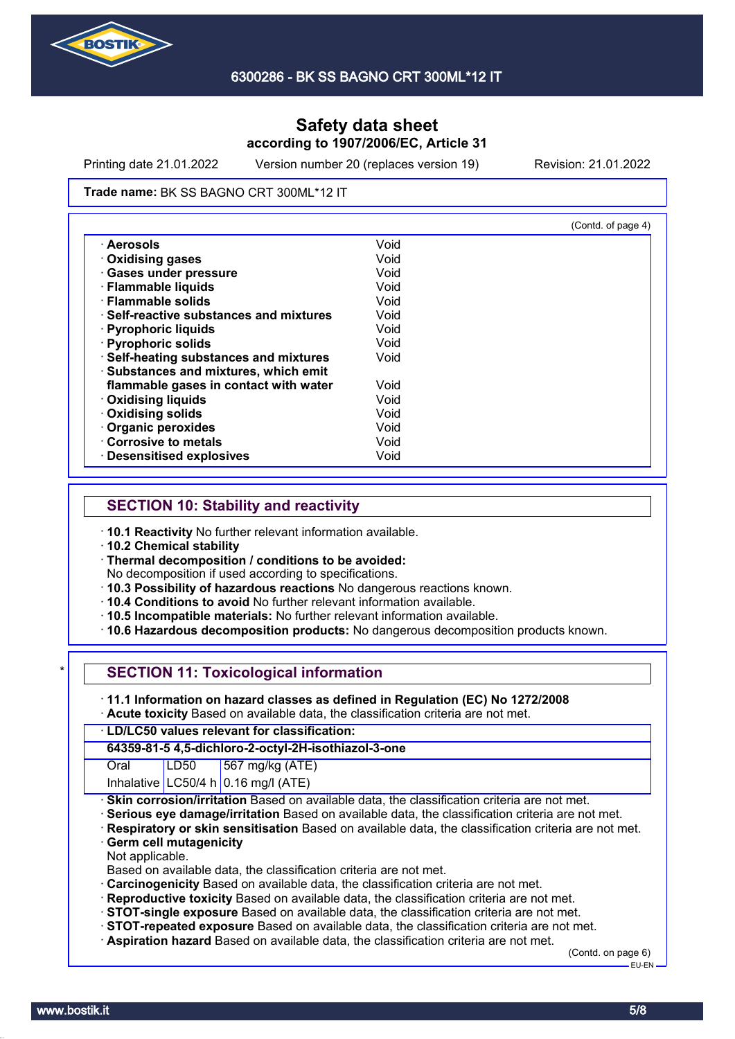Trade name: BK SS BAGNO CRT 300ML*12 IT

(Contd. of page 4)

| | |
|---|---|
| · **Aerosols** | Void |
| · **Oxidising gases** | Void |
| · **Gases under pressure** | Void |
| · **Flammable liquids** | Void |
| · **Flammable solids** | Void |
| · **Self-reactive substances and mixtures** | Void |
| · **Pyrophoric liquids** | Void |
| · **Pyrophoric solids** | Void |
| · **Self-heating substances and mixtures** | Void |
| · **Substances and mixtures, which emit flammable gases in contact with water** | Void |
| · **Oxidising liquids** | Void |
| · **Oxidising solids** | Void |
| · **Organic peroxides** | Void |
| · **Corrosive to metals** | Void |
| · **Desensitised explosives** | Void |

## SECTION 10: Stability and reactivity

· **10.1 Reactivity** No further relevant information available.
· **10.2 Chemical stability**
· **Thermal decomposition / conditions to be avoided:**
No decomposition if used according to specifications.
· **10.3 Possibility of hazardous reactions** No dangerous reactions known.
· **10.4 Conditions to avoid** No further relevant information available.
· **10.5 Incompatible materials:** No further relevant information available.
· **10.6 Hazardous decomposition products:** No dangerous decomposition products known.

\*

## SECTION 11: Toxicological information

· **11.1 Information on hazard classes as defined in Regulation (EC) No 1272/2008**
· **Acute toxicity** Based on available data, the classification criteria are not met.

· **LD/LC50 values relevant for classification:**

| **64359-81-5 4,5-dichloro-2-octyl-2H-isothiazol-3-one** | | |
|---|---|---|
| Oral | LD50 | 567 mg/kg (ATE) |
| Inhalative | LC50/4 h | 0.16 mg/l (ATE) |

· **Skin corrosion/irritation** Based on available data, the classification criteria are not met.
· **Serious eye damage/irritation** Based on available data, the classification criteria are not met.
· **Respiratory or skin sensitisation** Based on available data, the classification criteria are not met.
· **Germ cell mutagenicity**
Not applicable.
Based on available data, the classification criteria are not met.
· **Carcinogenicity** Based on available data, the classification criteria are not met.
· **Reproductive toxicity** Based on available data, the classification criteria are not met.
· **STOT-single exposure** Based on available data, the classification criteria are not met.
· **STOT-repeated exposure** Based on available data, the classification criteria are not met.
· **Aspiration hazard** Based on available data, the classification criteria are not met.

(Contd. on page 6)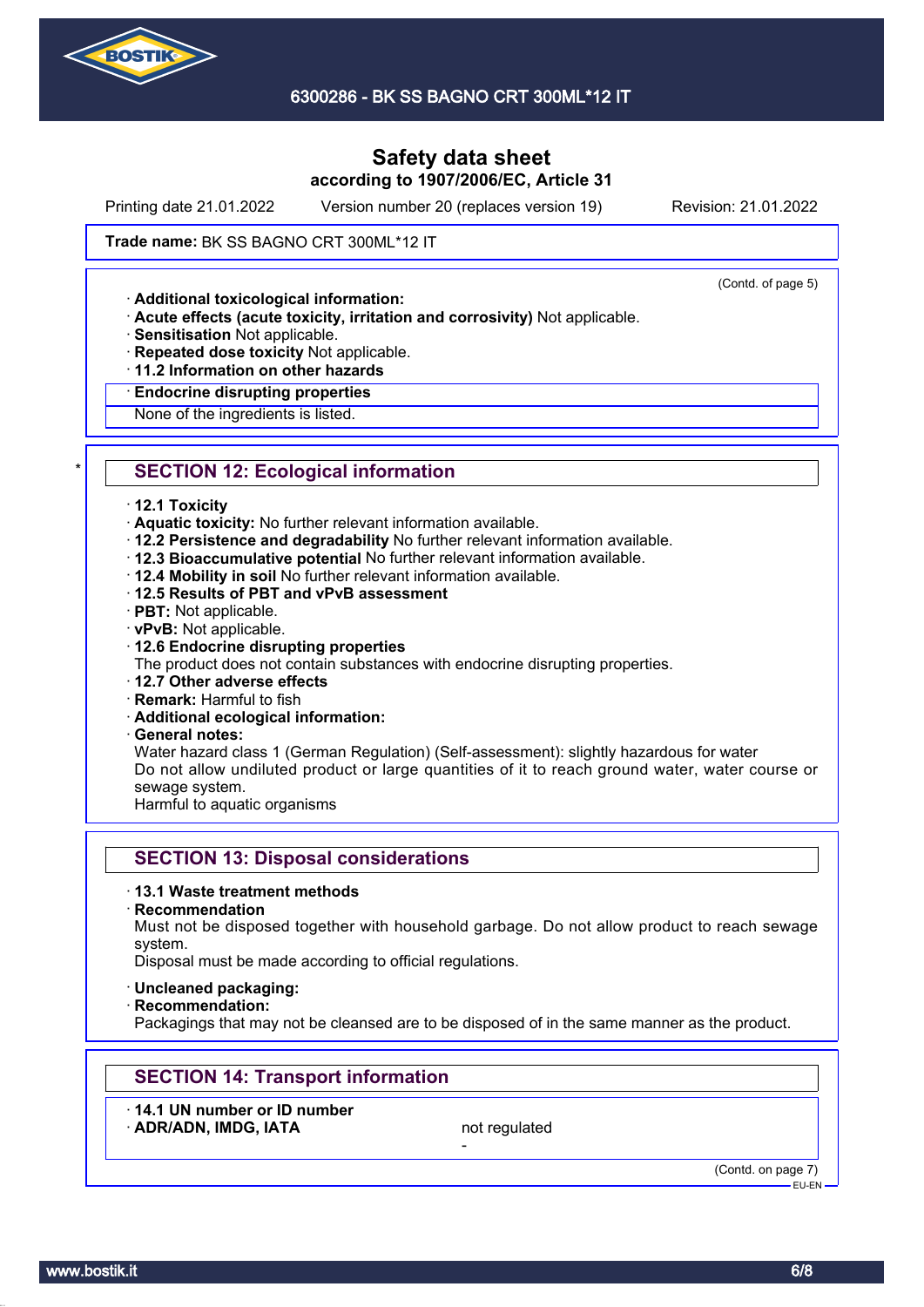# Safety data sheet
## according to 1907/2006/EC, Article 31

Printing date 21.01.2022 Version number 20 (replaces version 19) Revision: 21.01.2022

**Trade name:** BK SS BAGNO CRT 300ML*12 IT

(Contd. of page 5)

· **Additional toxicological information:**
· **Acute effects (acute toxicity, irritation and corrosivity)** Not applicable.
· **Sensitisation** Not applicable.
· **Repeated dose toxicity** Not applicable.
· **11.2 Information on other hazards**
· **Endocrine disrupting properties**
None of the ingredients is listed.

## * SECTION 12: Ecological information

· **12.1 Toxicity**
· **Aquatic toxicity:** No further relevant information available.
· **12.2 Persistence and degradability** No further relevant information available.
· **12.3 Bioaccumulative potential** No further relevant information available.
· **12.4 Mobility in soil** No further relevant information available.
· **12.5 Results of PBT and vPvB assessment**
· **PBT:** Not applicable.
· **vPvB:** Not applicable.
· **12.6 Endocrine disrupting properties**
The product does not contain substances with endocrine disrupting properties.
· **12.7 Other adverse effects**
· **Remark:** Harmful to fish
· **Additional ecological information:**
· **General notes:**
Water hazard class 1 (German Regulation) (Self-assessment): slightly hazardous for water
Do not allow undiluted product or large quantities of it to reach ground water, water course or sewage system.
Harmful to aquatic organisms

## SECTION 13: Disposal considerations

· **13.1 Waste treatment methods**
· **Recommendation**
Must not be disposed together with household garbage. Do not allow product to reach sewage system.
Disposal must be made according to official regulations.

· **Uncleaned packaging:**
· **Recommendation:**
Packagings that may not be cleansed are to be disposed of in the same manner as the product.

## SECTION 14: Transport information

· **14.1 UN number or ID number**
· **ADR/ADN, IMDG, IATA** not regulated
-

(Contd. on page 7)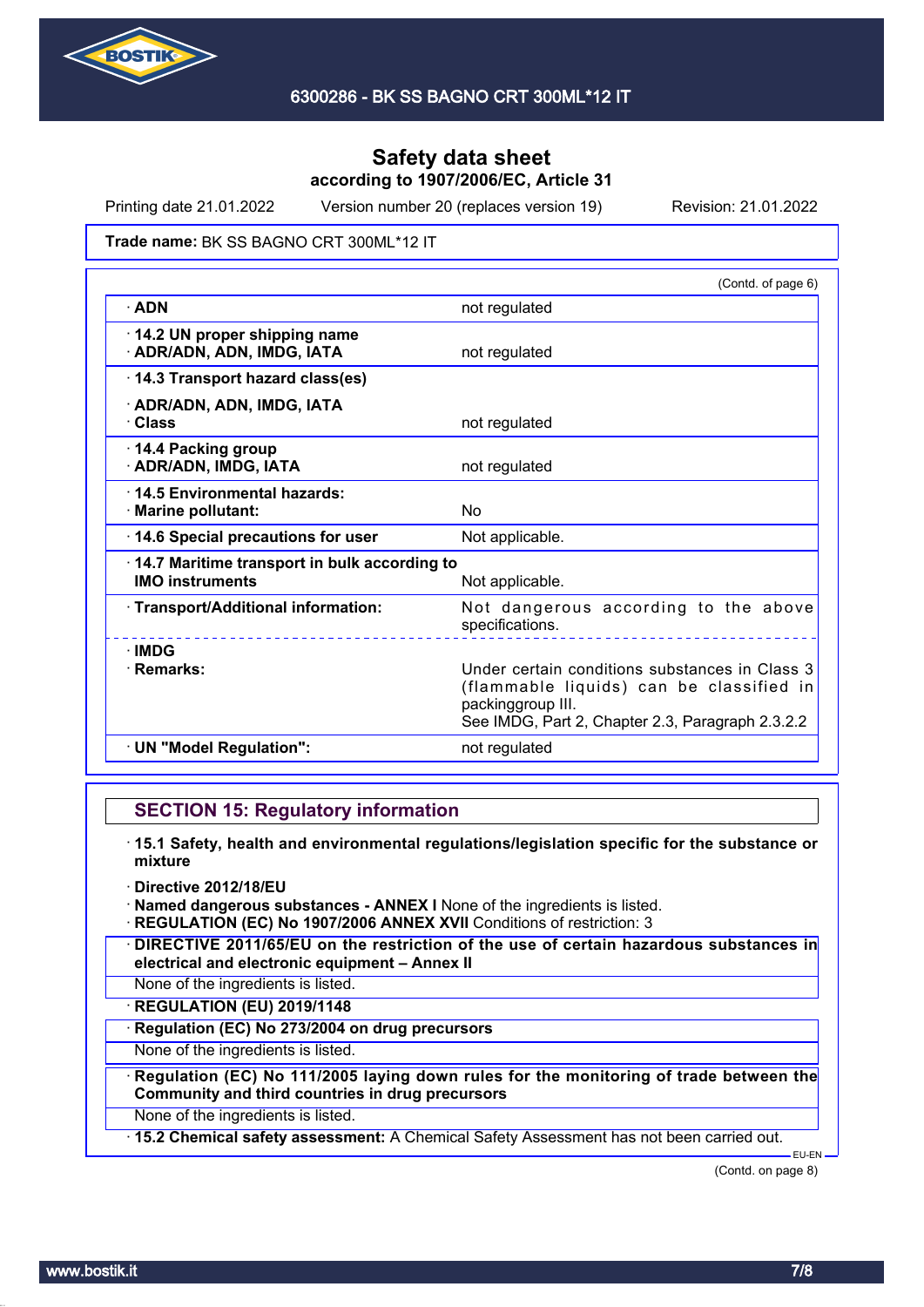# Safety data sheet
**according to 1907/2006/EC, Article 31**

Printing date 21.01.2022 | Version number 20 (replaces version 19) | Revision: 21.01.2022

**Trade name:** BK SS BAGNO CRT 300ML*12 IT

(Contd. of page 6)

| | |
|---|---|
| · **ADN** | not regulated |
| · **14.2 UN proper shipping name** · **ADR/ADN, ADN, IMDG, IATA** | not regulated |
| · **14.3 Transport hazard class(es)** · **ADR/ADN, ADN, IMDG, IATA** · **Class** | not regulated |
| · **14.4 Packing group** · **ADR/ADN, IMDG, IATA** | not regulated |
| · **14.5 Environmental hazards:** · **Marine pollutant:** | No |
| · **14.6 Special precautions for user** | Not applicable. |
| · **14.7 Maritime transport in bulk according to IMO instruments** | Not applicable. |
| · **Transport/Additional information:** | Not dangerous according to the above specifications. |
| · **IMDG** · **Remarks:** | Under certain conditions substances in Class 3 (flammable liquids) can be classified in packinggroup III. See IMDG, Part 2, Chapter 2.3, Paragraph 2.3.2.2 |
| · **UN "Model Regulation":** | not regulated |

## SECTION 15: Regulatory information

· **15.1 Safety, health and environmental regulations/legislation specific for the substance or mixture**

· **Directive 2012/18/EU**
· **Named dangerous substances - ANNEX I** None of the ingredients is listed.
· **REGULATION (EC) No 1907/2006 ANNEX XVII** Conditions of restriction: 3

· **DIRECTIVE 2011/65/EU on the restriction of the use of certain hazardous substances in electrical and electronic equipment – Annex II**
None of the ingredients is listed.

· **REGULATION (EU) 2019/1148**

· **Regulation (EC) No 273/2004 on drug precursors**
None of the ingredients is listed.

· **Regulation (EC) No 111/2005 laying down rules for the monitoring of trade between the Community and third countries in drug precursors**
None of the ingredients is listed.

· **15.2 Chemical safety assessment:** A Chemical Safety Assessment has not been carried out.

(Contd. on page 8)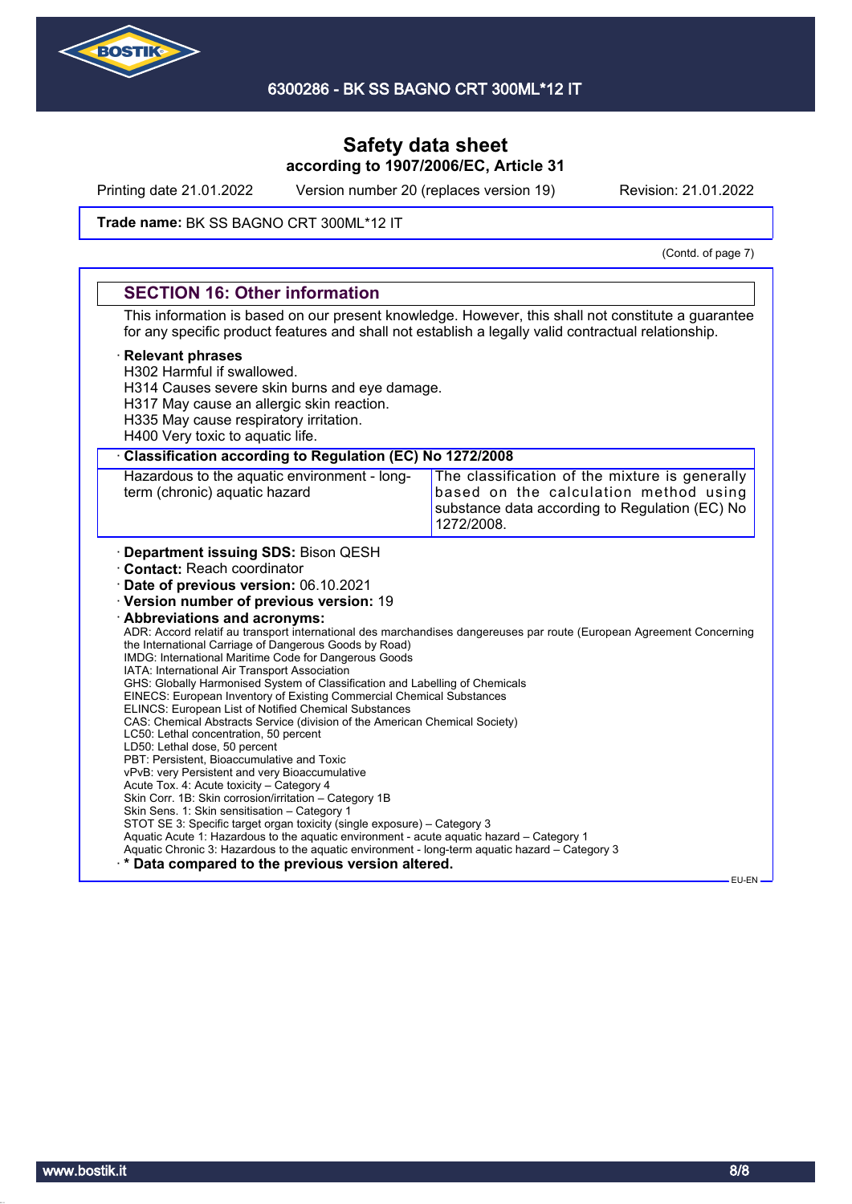# Safety data sheet

**according to 1907/2006/EC, Article 31**

Printing date 21.01.2022 Version number 20 (replaces version 19) Revision: 21.01.2022

**Trade name:** BK SS BAGNO CRT 300ML*12 IT

(Contd. of page 7)

## SECTION 16: Other information

This information is based on our present knowledge. However, this shall not constitute a guarantee for any specific product features and shall not establish a legally valid contractual relationship.

· **Relevant phrases**
H302 Harmful if swallowed.
H314 Causes severe skin burns and eye damage.
H317 May cause an allergic skin reaction.
H335 May cause respiratory irritation.
H400 Very toxic to aquatic life.

· **Classification according to Regulation (EC) No 1272/2008**

| | |
|---|---|
| Hazardous to the aquatic environment - long-term (chronic) aquatic hazard | The classification of the mixture is generally based on the calculation method using substance data according to Regulation (EC) No 1272/2008. |

· **Department issuing SDS:** Bison QESH
· **Contact:** Reach coordinator
· **Date of previous version:** 06.10.2021
· **Version number of previous version:** 19
· **Abbreviations and acronyms:**
ADR: Accord relatif au transport international des marchandises dangereuses par route (European Agreement Concerning the International Carriage of Dangerous Goods by Road)
IMDG: International Maritime Code for Dangerous Goods
IATA: International Air Transport Association
GHS: Globally Harmonised System of Classification and Labelling of Chemicals
EINECS: European Inventory of Existing Commercial Chemical Substances
ELINCS: European List of Notified Chemical Substances
CAS: Chemical Abstracts Service (division of the American Chemical Society)
LC50: Lethal concentration, 50 percent
LD50: Lethal dose, 50 percent
PBT: Persistent, Bioaccumulative and Toxic
vPvB: very Persistent and very Bioaccumulative
Acute Tox. 4: Acute toxicity – Category 4
Skin Corr. 1B: Skin corrosion/irritation – Category 1B
Skin Sens. 1: Skin sensitisation – Category 1
STOT SE 3: Specific target organ toxicity (single exposure) – Category 3
Aquatic Acute 1: Hazardous to the aquatic environment - acute aquatic hazard – Category 1
Aquatic Chronic 3: Hazardous to the aquatic environment - long-term aquatic hazard – Category 3
· *** Data compared to the previous version altered.**

EU-EN